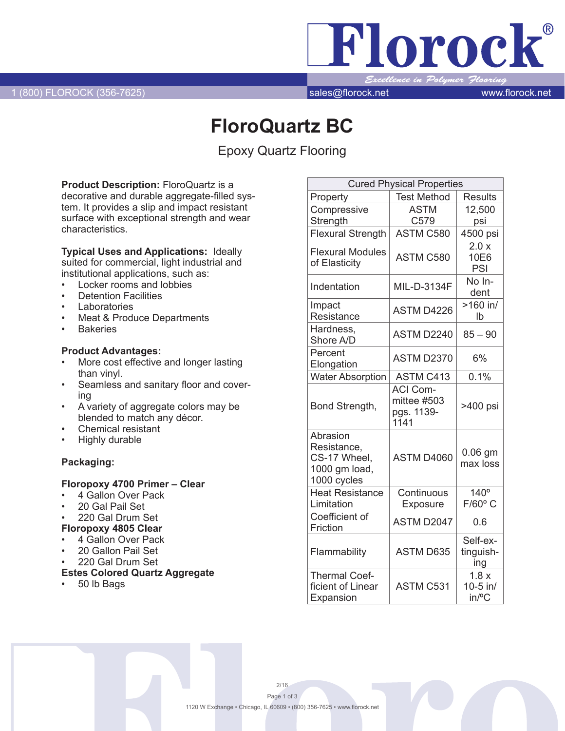# FloroQuartz BC

Epoxy Quartz Flooring

**Product Description:** FloroQuartz is a decorative and durable aggregate-filled system. It provides a slip and impact resistant surface with exceptional strength and wear characteristics.

**Typical Uses and Applications:** Ideally suited for commercial, light industrial and institutional applications, such as:

- Locker rooms and lobbies
- Detention Facilities
- Laboratories
- Meat & Produce Departments
- Bakeries

**Product Advantages:**

- More cost effective and longer lasting than vinyl.
- Seamless and sanitary floor and covering
- A variety of aggregate colors may be blended to match any décor.
- Chemical resistant
- Highly durable

**Packaging:**

**Floropoxy 4700 Primer – Clear**

- 4 Gallon Over Pack
- 20 Gal Pail Set
- 220 Gal Drum Set

**Floropoxy 4805 Clear**

- 4 Gallon Over Pack
- 20 Gallon Pail Set
- 220 Gal Drum Set

**Estes Colored Quartz Aggregate**

- 50 lb Bags

| Cured Physical Properties | | |
|---|---|---|
| Property | Test Method | Results |
| Compressive Strength | ASTM C579 | 12,500 psi |
| Flexural Strength | ASTM C580 | 4500 psi |
| Flexural Modules of Elasticity | ASTM C580 | 2.0 x 10E6 PSI |
| Indentation | MIL-D-3134F | No Indent |
| Impact Resistance | ASTM D4226 | >160 in/lb |
| Hardness, Shore A/D | ASTM D2240 | 85 – 90 |
| Percent Elongation | ASTM D2370 | 6% |
| Water Absorption | ASTM C413 | 0.1% |
| Bond Strength, | ACI Committee #503 pgs. 1139-1141 | >400 psi |
| Abrasion Resistance, CS-17 Wheel, 1000 gm load, 1000 cycles | ASTM D4060 | 0.06 gm max loss |
| Heat Resistance Limitation | Continuous Exposure | 140º F/60º C |
| Coefficient of Friction | ASTM D2047 | 0.6 |
| Flammability | ASTM D635 | Self-extinguishing |
| Thermal Coefficient of Linear Expansion | ASTM C531 | 1.8 x 10-5 in/in/ºC |

2/16

1120 W Exchange • Chicago, IL 60609 • (800) 356-7625 • www.florock.net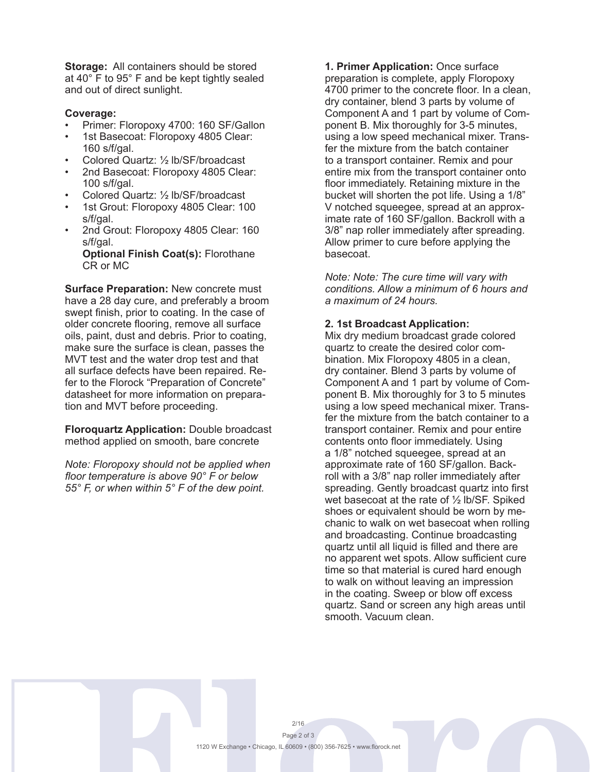**Storage:** All containers should be stored at 40° F to 95° F and be kept tightly sealed and out of direct sunlight.

**Coverage:**

- Primer: Floropoxy 4700: 160 SF/Gallon
- 1st Basecoat: Floropoxy 4805 Clear: 160 s/f/gal.
- Colored Quartz: ½ lb/SF/broadcast
- 2nd Basecoat: Floropoxy 4805 Clear: 100 s/f/gal.
- Colored Quartz: ½ lb/SF/broadcast
- 1st Grout: Floropoxy 4805 Clear: 100 s/f/gal.
- 2nd Grout: Floropoxy 4805 Clear: 160 s/f/gal.
  **Optional Finish Coat(s):** Florothane CR or MC

**Surface Preparation:** New concrete must have a 28 day cure, and preferably a broom swept finish, prior to coating. In the case of older concrete flooring, remove all surface oils, paint, dust and debris. Prior to coating, make sure the surface is clean, passes the MVT test and the water drop test and that all surface defects have been repaired. Refer to the Florock "Preparation of Concrete" datasheet for more information on preparation and MVT before proceeding.

**Floroquartz Application:** Double broadcast method applied on smooth, bare concrete

*Note: Floropoxy should not be applied when floor temperature is above 90° F or below 55° F, or when within 5° F of the dew point.*

**1. Primer Application:** Once surface preparation is complete, apply Floropoxy 4700 primer to the concrete floor. In a clean, dry container, blend 3 parts by volume of Component A and 1 part by volume of Component B. Mix thoroughly for 3-5 minutes, using a low speed mechanical mixer. Transfer the mixture from the batch container to a transport container. Remix and pour entire mix from the transport container onto floor immediately. Retaining mixture in the bucket will shorten the pot life. Using a 1/8" V notched squeegee, spread at an approximate rate of 160 SF/gallon. Backroll with a 3/8" nap roller immediately after spreading. Allow primer to cure before applying the basecoat.

*Note: Note: The cure time will vary with conditions. Allow a minimum of 6 hours and a maximum of 24 hours.*

**2. 1st Broadcast Application:**
Mix dry medium broadcast grade colored quartz to create the desired color combination. Mix Floropoxy 4805 in a clean, dry container. Blend 3 parts by volume of Component A and 1 part by volume of Component B. Mix thoroughly for 3 to 5 minutes using a low speed mechanical mixer. Transfer the mixture from the batch container to a transport container. Remix and pour entire contents onto floor immediately. Using a 1/8" notched squeegee, spread at an approximate rate of 160 SF/gallon. Backroll with a 3/8" nap roller immediately after spreading. Gently broadcast quartz into first wet basecoat at the rate of ½ lb/SF. Spiked shoes or equivalent should be worn by mechanic to walk on wet basecoat when rolling and broadcasting. Continue broadcasting quartz until all liquid is filled and there are no apparent wet spots. Allow sufficient cure time so that material is cured hard enough to walk on without leaving an impression in the coating. Sweep or blow off excess quartz. Sand or screen any high areas until smooth. Vacuum clean.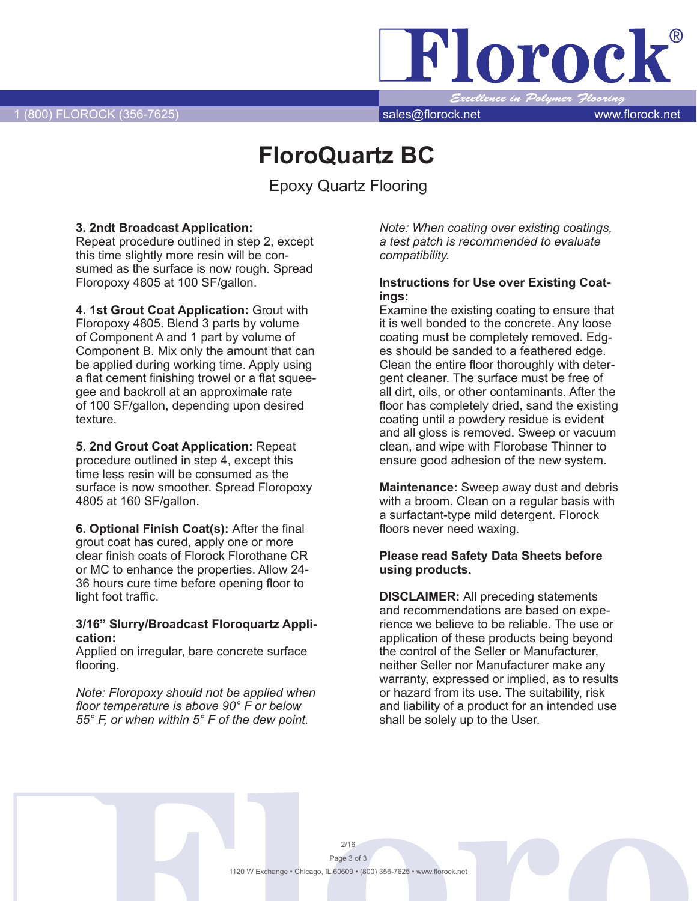# FloroQuartz BC

Epoxy Quartz Flooring

**3. 2ndt Broadcast Application:**
Repeat procedure outlined in step 2, except this time slightly more resin will be consumed as the surface is now rough. Spread Floropoxy 4805 at 100 SF/gallon.

**4. 1st Grout Coat Application:** Grout with Floropoxy 4805. Blend 3 parts by volume of Component A and 1 part by volume of Component B. Mix only the amount that can be applied during working time. Apply using a flat cement finishing trowel or a flat squeegee and backroll at an approximate rate of 100 SF/gallon, depending upon desired texture.

**5. 2nd Grout Coat Application:** Repeat procedure outlined in step 4, except this time less resin will be consumed as the surface is now smoother. Spread Floropoxy 4805 at 160 SF/gallon.

**6. Optional Finish Coat(s):** After the final grout coat has cured, apply one or more clear finish coats of Florock Florothane CR or MC to enhance the properties. Allow 24-36 hours cure time before opening floor to light foot traffic.

**3/16" Slurry/Broadcast Floroquartz Application:**
Applied on irregular, bare concrete surface flooring.

*Note: Floropoxy should not be applied when floor temperature is above 90° F or below 55° F, or when within 5° F of the dew point.*

*Note: When coating over existing coatings, a test patch is recommended to evaluate compatibility.*

**Instructions for Use over Existing Coatings:**
Examine the existing coating to ensure that it is well bonded to the concrete. Any loose coating must be completely removed. Edges should be sanded to a feathered edge. Clean the entire floor thoroughly with detergent cleaner. The surface must be free of all dirt, oils, or other contaminants. After the floor has completely dried, sand the existing coating until a powdery residue is evident and all gloss is removed. Sweep or vacuum clean, and wipe with Florobase Thinner to ensure good adhesion of the new system.

**Maintenance:** Sweep away dust and debris with a broom. Clean on a regular basis with a surfactant-type mild detergent. Florock floors never need waxing.

**Please read Safety Data Sheets before using products.**

**DISCLAIMER:** All preceding statements and recommendations are based on experience we believe to be reliable. The use or application of these products being beyond the control of the Seller or Manufacturer, neither Seller nor Manufacturer make any warranty, expressed or implied, as to results or hazard from its use. The suitability, risk and liability of a product for an intended use shall be solely up to the User.

2/16